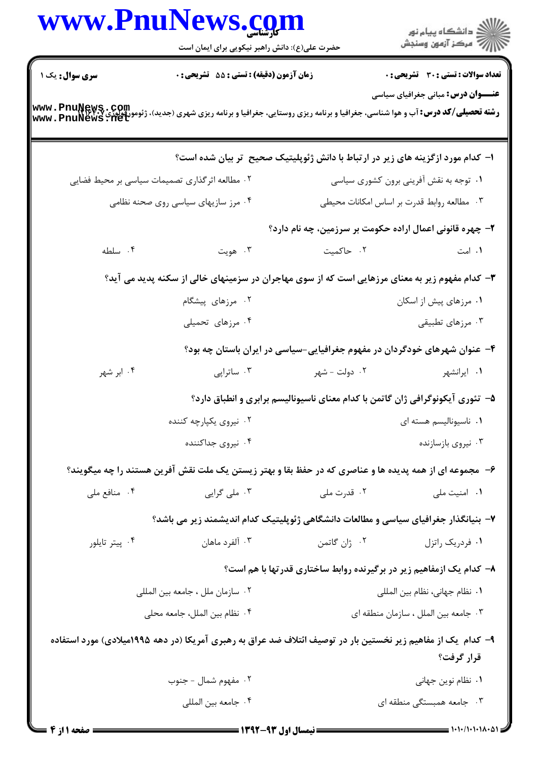**سری سوال:** یک ۱

**زمان آزمون (دقیقه) : تستی : ۵۵ تشریحی : ۰**

**تعداد سوالات : تستی : ۳۰ تشریحی : ۰**

**عنـــوان درس:** مبانی جغرافیای سیاسی

**رشته تحصیلی/کد درس:** آب و هوا شناسی، جغرافیا و برنامه ریزی روستایی، جغرافیا و برنامه ریزی شهری (جدید)، ژئومورفولوژی۱۲۱۶۲۰۷

**۱- کدام مورد ازگزینه های زیر در ارتباط با دانش ژئوپلیتیک صحیح تر بیان شده است؟**

۱. توجه به نقش آفرینی برون کشوری سیاسی

۲. مطالعه اثرگذاری تصمیمات سیاسی بر محیط فضایی

۳. مطالعه روابط قدرت بر اساس امکانات محیطی

۴. مرز سازیهای سیاسی روی صحنه نظامی

**۲- چهره قانونی اعمال اراده حکومت بر سرزمین، چه نام دارد؟**

۱. امت

۲. حاکمیت

۳. هویت

۴. سلطه

**۳- کدام مفهوم زیر به معنای مرزهایی است که از سوی مهاجران در سرزمینهای خالی از سکنه پدید می آید؟**

۱. مرزهای پیش از اسکان

۲. مرزهای پیشگام

۳. مرزهای تطبیقی

۴. مرزهای تحمیلی

**۴- عنوان شهرهای خودگردان در مفهوم جغرافیایی-سیاسی در ایران باستان چه بود؟**

۱. ایرانشهر

۲. دولت - شهر

۳. ساتراپی

۴. ابر شهر

**۵- تئوری آیکونوگرافی ژان گاتمن با کدام معنای ناسیونالیسم برابری و انطباق دارد؟**

۱. ناسیونالیسم هسته ای

۲. نیروی یکپارچه کننده

۳. نیروی بازسازنده

۴. نیروی جداکننده

**۶- مجموعه ای از همه پدیده ها و عناصری که در حفظ بقا و بهتر زیستن یک ملت نقش آفرین هستند را چه میگویند؟**

۱. امنیت ملی

۲. قدرت ملی

۳. ملی گرایی

۴. منافع ملی

**۷- بنیانگذار جغرافیای سیاسی و مطالعات دانشگاهی ژئوپلیتیک کدام اندیشمند زیر می باشد؟**

۱. فردریک راتزل

۲. ژان گاتمن

۳. آلفرد ماهان

۴. پیتر تایلور

**۸- کدام یک ازمفاهیم زیر در برگیرنده روابط ساختاری قدرتها با هم است؟**

۱. نظام جهانی، نظام بین المللی

۲. سازمان ملل ، جامعه بین المللی

۳. جامعه بین الملل ، سازمان منطقه ای

۴. نظام بین الملل، جامعه محلی

**۹- کدام یک از مفاهیم زیر نخستین بار در توصیف ائتلاف ضد عراق به رهبری آمریکا (در دهه ۱۹۹۵میلادی) مورد استفاده قرار گرفت؟**

۱. نظام نوین جهانی

۲. مفهوم شمال - جنوب

۳. جامعه همبستگی منطقه ای

۴. جامعه بین المللی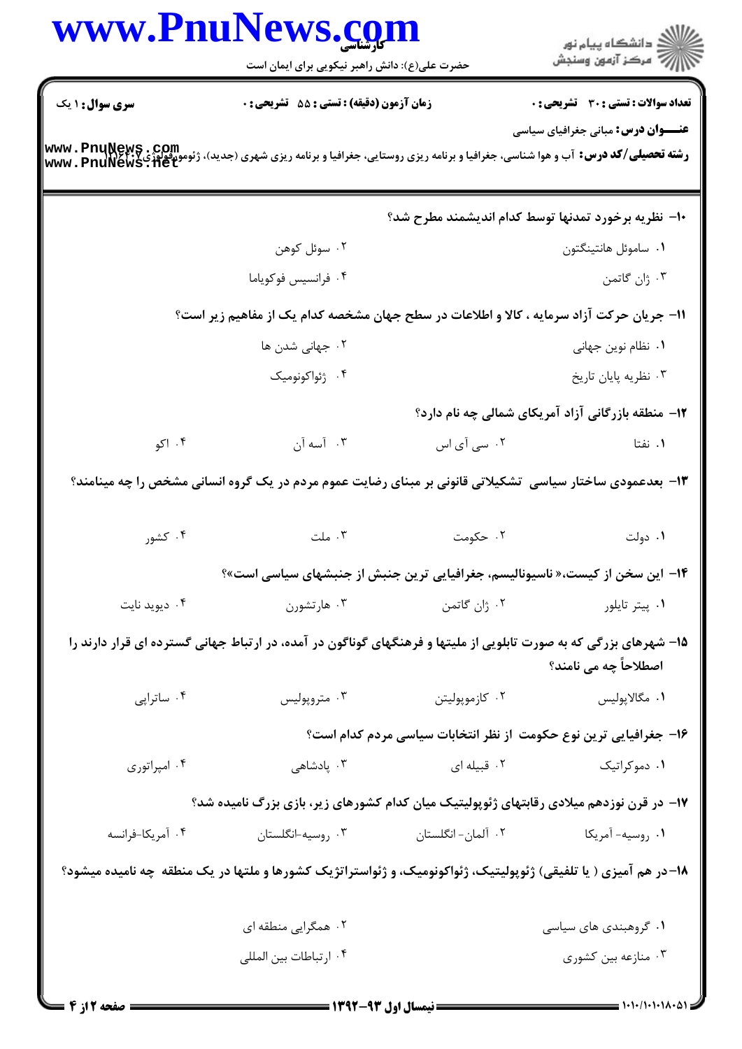**سری سوال:** ۱ یک | **زمان آزمون (دقیقه) : تستی :** ۵۵ **تشریحی :** ۰ | **تعداد سوالات : تستی :** ۳۰ **تشریحی :** ۰

**عنـــوان درس:** مبانی جغرافیای سیاسی

**رشته تحصیلی/کد درس:** آب و هوا شناسی، جغرافیا و برنامه ریزی روستایی، جغرافیا و برنامه ریزی شهری (جدید)، ژئومورفولوژی ۱۲۱۶۴۰۷

۱۰- نظریه برخورد تمدنها توسط کدام اندیشمند مطرح شد؟

۱. ساموئل هانتینگتون
۲. سوئل کوهن
۳. ژان گاتمن
۴. فرانسیس فوکویاما

۱۱- جریان حرکت آزاد سرمایه ، کالا و اطلاعات در سطح جهان مشخصه کدام یک از مفاهیم زیر است؟

۱. نظام نوین جهانی
۲. جهانی شدن ها
۳. نظریه پایان تاریخ
۴. ژئواکونومیک

۱۲- منطقه بازرگانی آزاد آمریکای شمالی چه نام دارد؟

۱. نفتا
۲. سی آی اس
۳. آسه آن
۴. اکو

۱۳- بعدعمودی ساختار سیاسی تشکیلاتی قانونی بر مبنای رضایت عموم مردم در یک گروه انسانی مشخص را چه مینامند؟

۱. دولت
۲. حکومت
۳. ملت
۴. کشور

۱۴- این سخن از کیست،« ناسیونالیسم، جغرافیایی ترین جنبش از جنبشهای سیاسی است»؟

۱. پیتر تایلور
۲. ژان گاتمن
۳. هارتشورن
۴. دیوید نایت

۱۵- شهرهای بزرگی که به صورت تابلویی از ملیتها و فرهنگهای گوناگون در آمده، در ارتباط جهانی گسترده ای قرار دارند را اصطلاحاً چه می نامند؟

۱. مگالاپولیس
۲. کازموپولیتن
۳. متروپولیس
۴. ساتراپی

۱۶- جغرافیایی ترین نوع حکومت از نظر انتخابات سیاسی مردم کدام است؟

۱. دموکراتیک
۲. قبیله ای
۳. پادشاهی
۴. امپراتوری

۱۷- در قرن نوزدهم میلادی رقابتهای ژئوپولیتیک میان کدام کشورهای زیر، بازی بزرگ نامیده شد؟

۱. روسیه- آمریکا
۲. آلمان- انگلستان
۳. روسیه-انگلستان
۴. آمریکا-فرانسه

۱۸- در هم آمیزی ( یا تلفیقی) ژئوپولیتیک، ژئواکونومیک، و ژئواستراتژیک کشورها و ملتها در یک منطقه چه نامیده میشود؟

۱. گروهبندی های سیاسی
۲. همگرایی منطقه ای
۳. منازعه بین کشوری
۴. ارتباطات بین المللی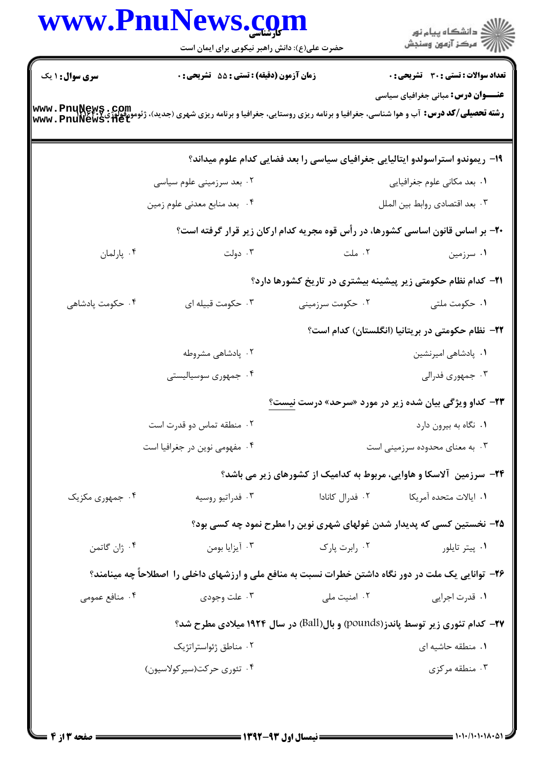**سری سوال:** ۱ یک | **زمان آزمون (دقیقه) : تستی :** ۵۵ **تشریحی :** ۰ | **تعداد سوالات : تستی :** ۳۰ **تشریحی :** ۰

**عنـــوان درس:** مبانی جغرافیای سیاسی

**رشته تحصیلی/کد درس:** آب و هوا شناسی، جغرافیا و برنامه ریزی روستایی، جغرافیا و برنامه ریزی شهری (جدید)، ژئومورفولوژی ۱۲۱۶۰۰۷

۱۹- ریموندو استراسولدو ایتالیایی جغرافیای سیاسی را بعد فضایی کدام علوم میداند؟

۱. بعد مکانی علوم جغرافیایی

۲. بعد سرزمینی علوم سیاسی

۳. بعد اقتصادی روابط بین الملل

۴. بعد منابع معدنی علوم زمین

۲۰- بر اساس قانون اساسی کشورها، در رأس قوه مجریه کدام ارکان زیر قرار گرفته است؟

۱. سرزمین

۲. ملت

۳. دولت

۴. پارلمان

۲۱- کدام نظام حکومتی زیر پیشینه بیشتری در تاریخ کشورها دارد؟

۱. حکومت ملتی

۲. حکومت سرزمینی

۳. حکومت قبیله ای

۴. حکومت پادشاهی

۲۲- نظام حکومتی در بریتانیا (انگلستان) کدام است؟

۱. پادشاهی امیرنشین

۲. پادشاهی مشروطه

۳. جمهوری فدرالی

۴. جمهوری سوسیالیستی

۲۳- کداو ویژگی بیان شده زیر در مورد «سرحد» درست نیست؟

۱. نگاه به بیرون دارد

۲. منطقه تماس دو قدرت است

۳. به معنای محدوده سرزمینی است

۴. مفهومی نوین در جغرافیا است

۲۴- سرزمین آلاسکا و هاوایی، مربوط به کدامیک از کشورهای زیر می باشد؟

۱. ایالات متحده آمریکا

۲. فدرال کانادا

۳. فدراتیو روسیه

۴. جمهوری مکزیک

۲۵- نخستین کسی که پدیدار شدن غولهای شهری نوین را مطرح نمود چه کسی بود؟

۱. پیتر تایلور

۲. رابرت پارک

۳. آیزایا بومن

۴. ژان گاتمن

۲۶- توانایی یک ملت در دور نگاه داشتن خطرات نسبت به منافع ملی و ارزشهای داخلی را اصطلاحاً چه مینامند؟

۱. قدرت اجرایی

۲. امنیت ملی

۳. علت وجودی

۴. منافع عمومی

۲۷- کدام تئوری زیر توسط پاندز(pounds) و بال(Ball) در سال ۱۹۲۴ میلادی مطرح شد؟

۱. منطقه حاشیه ای

۲. مناطق ژئواستراتژیک

۳. منطقه مرکزی

۴. تئوری حرکت(سیرکولاسیون)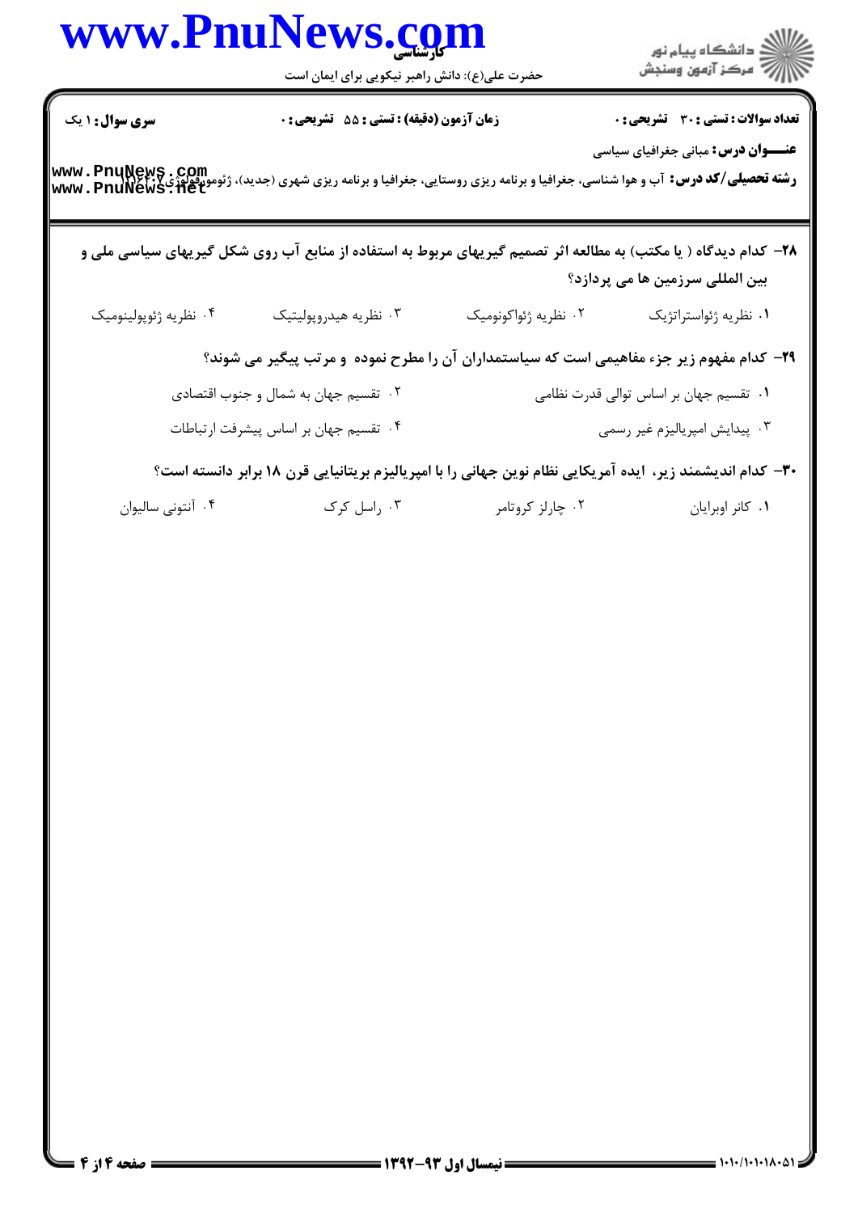۲۸- کدام دیدگاه ( یا مکتب) به مطالعه اثر تصمیم گیریهای مربوط به استفاده از منابع آب روی شکل گیریهای سیاسی ملی و بین المللی سرزمین ها می پردازد؟

۱. نظریه ژئواستراتژیک

۲. نظریه ژئواکونومیک

۳. نظریه هیدروپولیتیک

۴. نظریه ژئوپولینومیک

۲۹- کدام مفهوم زیر جزء مفاهیمی است که سیاستمداران آن را مطرح نموده و مرتب پیگیر می شوند؟

۱. تقسیم جهان بر اساس توالی قدرت نظامی

۲. تقسیم جهان به شمال و جنوب اقتصادی

۳. پیدایش امپریالیزم غیر رسمی

۴. تقسیم جهان بر اساس پیشرفت ارتباطات

۳۰- کدام اندیشمند زیر، ایده آمریکایی نظام نوین جهانی را با امپریالیزم بریتانیایی قرن ۱۸ برابر دانسته است؟

۱. کانر اوبرایان

۲. چارلز کروتامر

۳. راسل کرک

۴. آنتونی سالیوان